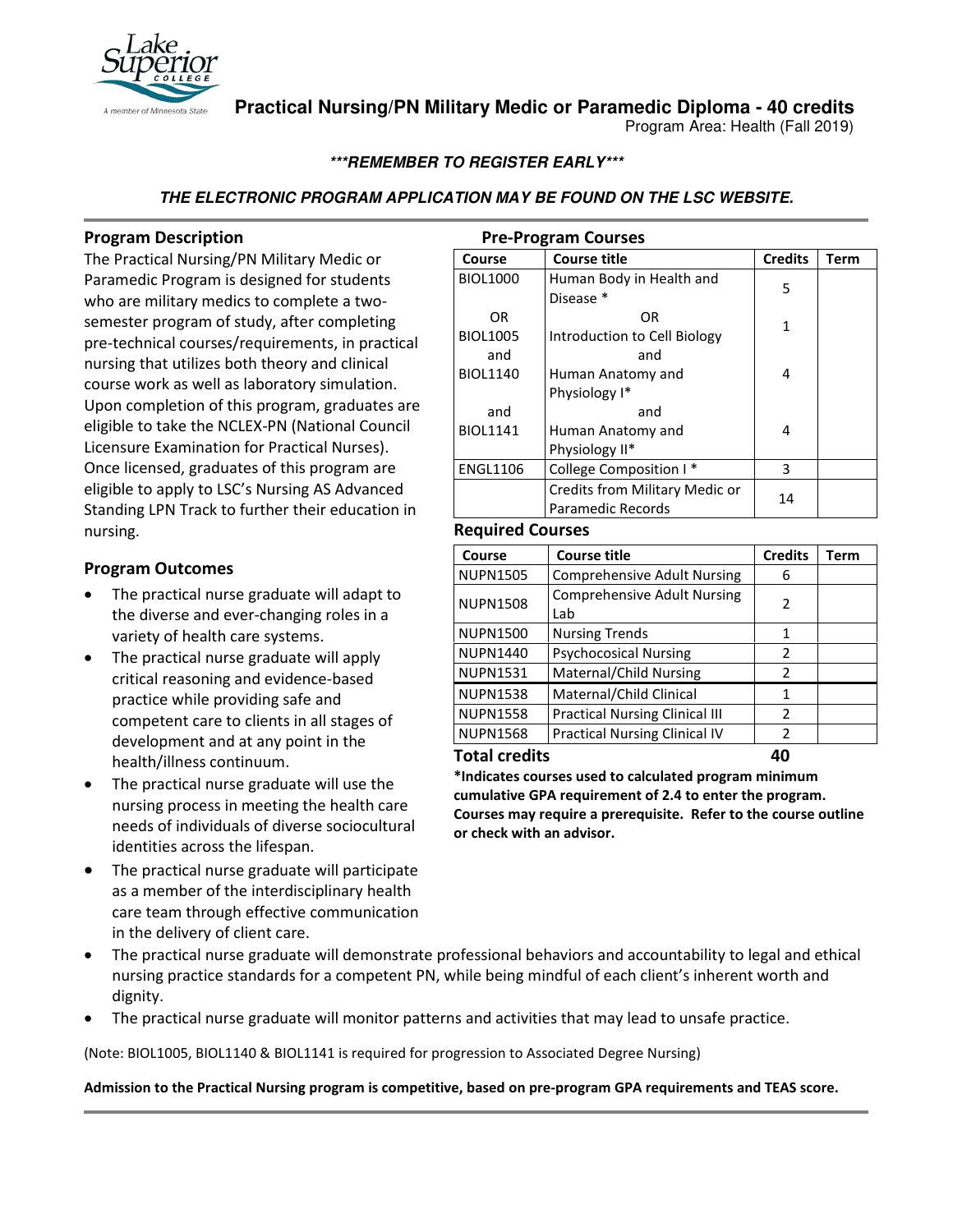# Practical Nursing/PN Military Medic or Paramedic Diploma - 40 credits

Program Area: Health (Fall 2019)

***REMEMBER TO REGISTER EARLY***

***THE ELECTRONIC PROGRAM APPLICATION MAY BE FOUND ON THE LSC WEBSITE.***

## Program Description

The Practical Nursing/PN Military Medic or Paramedic Program is designed for students who are military medics to complete a two-semester program of study, after completing pre-technical courses/requirements, in practical nursing that utilizes both theory and clinical course work as well as laboratory simulation. Upon completion of this program, graduates are eligible to take the NCLEX-PN (National Council Licensure Examination for Practical Nurses). Once licensed, graduates of this program are eligible to apply to LSC's Nursing AS Advanced Standing LPN Track to further their education in nursing.

## Program Outcomes

- The practical nurse graduate will adapt to the diverse and ever-changing roles in a variety of health care systems.
- The practical nurse graduate will apply critical reasoning and evidence-based practice while providing safe and competent care to clients in all stages of development and at any point in the health/illness continuum.
- The practical nurse graduate will use the nursing process in meeting the health care needs of individuals of diverse sociocultural identities across the lifespan.
- The practical nurse graduate will participate as a member of the interdisciplinary health care team through effective communication in the delivery of client care.
- The practical nurse graduate will demonstrate professional behaviors and accountability to legal and ethical nursing practice standards for a competent PN, while being mindful of each client's inherent worth and dignity.
- The practical nurse graduate will monitor patterns and activities that may lead to unsafe practice.

## Pre-Program Courses

| Course | Course title | Credits | Term |
|---|---|---|---|
| BIOL1000 | Human Body in Health and Disease * | 5 | |
| OR BIOL1005 | OR Introduction to Cell Biology | 1 | |
| and BIOL1140 | and Human Anatomy and Physiology I* | 4 | |
| and BIOL1141 | and Human Anatomy and Physiology II* | 4 | |
| ENGL1106 | College Composition I * | 3 | |
| | Credits from Military Medic or Paramedic Records | 14 | |

## Required Courses

| Course | Course title | Credits | Term |
|---|---|---|---|
| NUPN1505 | Comprehensive Adult Nursing | 6 | |
| NUPN1508 | Comprehensive Adult Nursing Lab | 2 | |
| NUPN1500 | Nursing Trends | 1 | |
| NUPN1440 | Psychocosical Nursing | 2 | |
| NUPN1531 | Maternal/Child Nursing | 2 | |
| NUPN1538 | Maternal/Child Clinical | 1 | |
| NUPN1558 | Practical Nursing Clinical III | 2 | |
| NUPN1568 | Practical Nursing Clinical IV | 2 | |
| **Total credits** | | **40** | |

**\*Indicates courses used to calculated program minimum cumulative GPA requirement of 2.4 to enter the program. Courses may require a prerequisite. Refer to the course outline or check with an advisor.**

(Note: BIOL1005, BIOL1140 & BIOL1141 is required for progression to Associated Degree Nursing)

**Admission to the Practical Nursing program is competitive, based on pre-program GPA requirements and TEAS score.**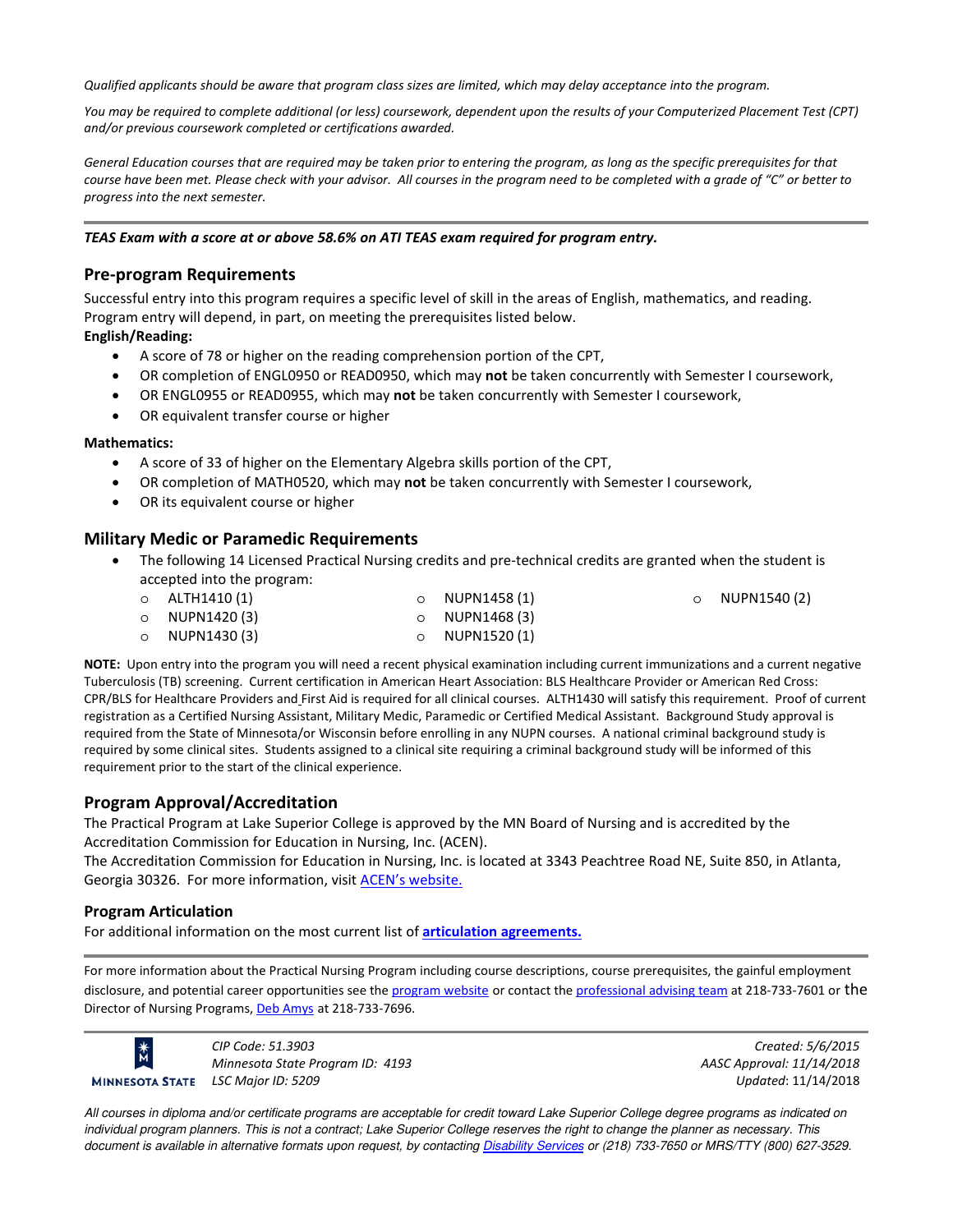*Qualified applicants should be aware that program class sizes are limited, which may delay acceptance into the program.*

*You may be required to complete additional (or less) coursework, dependent upon the results of your Computerized Placement Test (CPT) and/or previous coursework completed or certifications awarded.*

*General Education courses that are required may be taken prior to entering the program, as long as the specific prerequisites for that course have been met. Please check with your advisor. All courses in the program need to be completed with a grade of "C" or better to progress into the next semester.*

***TEAS Exam with a score at or above 58.6% on ATI TEAS exam required for program entry.***

## Pre-program Requirements

Successful entry into this program requires a specific level of skill in the areas of English, mathematics, and reading. Program entry will depend, in part, on meeting the prerequisites listed below.

**English/Reading:**

- A score of 78 or higher on the reading comprehension portion of the CPT,
- OR completion of ENGL0950 or READ0950, which may **not** be taken concurrently with Semester I coursework,
- OR ENGL0955 or READ0955, which may **not** be taken concurrently with Semester I coursework,
- OR equivalent transfer course or higher

**Mathematics:**

- A score of 33 of higher on the Elementary Algebra skills portion of the CPT,
- OR completion of MATH0520, which may **not** be taken concurrently with Semester I coursework,
- OR its equivalent course or higher

## Military Medic or Paramedic Requirements

- The following 14 Licensed Practical Nursing credits and pre-technical credits are granted when the student is accepted into the program:
  - ALTH1410 (1)
  - NUPN1420 (3)
  - NUPN1430 (3)
  - NUPN1458 (1)
  - NUPN1468 (3)
  - NUPN1520 (1)
  - NUPN1540 (2)

**NOTE:** Upon entry into the program you will need a recent physical examination including current immunizations and a current negative Tuberculosis (TB) screening. Current certification in American Heart Association: BLS Healthcare Provider or American Red Cross: CPR/BLS for Healthcare Providers and First Aid is required for all clinical courses. ALTH1430 will satisfy this requirement. Proof of current registration as a Certified Nursing Assistant, Military Medic, Paramedic or Certified Medical Assistant. Background Study approval is required from the State of Minnesota/or Wisconsin before enrolling in any NUPN courses. A national criminal background study is required by some clinical sites. Students assigned to a clinical site requiring a criminal background study will be informed of this requirement prior to the start of the clinical experience.

## Program Approval/Accreditation

The Practical Program at Lake Superior College is approved by the MN Board of Nursing and is accredited by the Accreditation Commission for Education in Nursing, Inc. (ACEN).
The Accreditation Commission for Education in Nursing, Inc. is located at 3343 Peachtree Road NE, Suite 850, in Atlanta, Georgia 30326. For more information, visit ACEN's website.

### Program Articulation

For additional information on the most current list of **articulation agreements.**

For more information about the Practical Nursing Program including course descriptions, course prerequisites, the gainful employment disclosure, and potential career opportunities see the program website or contact the professional advising team at 218-733-7601 or the Director of Nursing Programs, Deb Amys at 218-733-7696.

MINNESOTA STATE

*CIP Code: 51.3903*
*Minnesota State Program ID: 4193*
*LSC Major ID: 5209*

*Created: 5/6/2015*
*AASC Approval: 11/14/2018*
*Updated: 11/14/2018*

*All courses in diploma and/or certificate programs are acceptable for credit toward Lake Superior College degree programs as indicated on individual program planners. This is not a contract; Lake Superior College reserves the right to change the planner as necessary. This document is available in alternative formats upon request, by contacting Disability Services or (218) 733-7650 or MRS/TTY (800) 627-3529.*